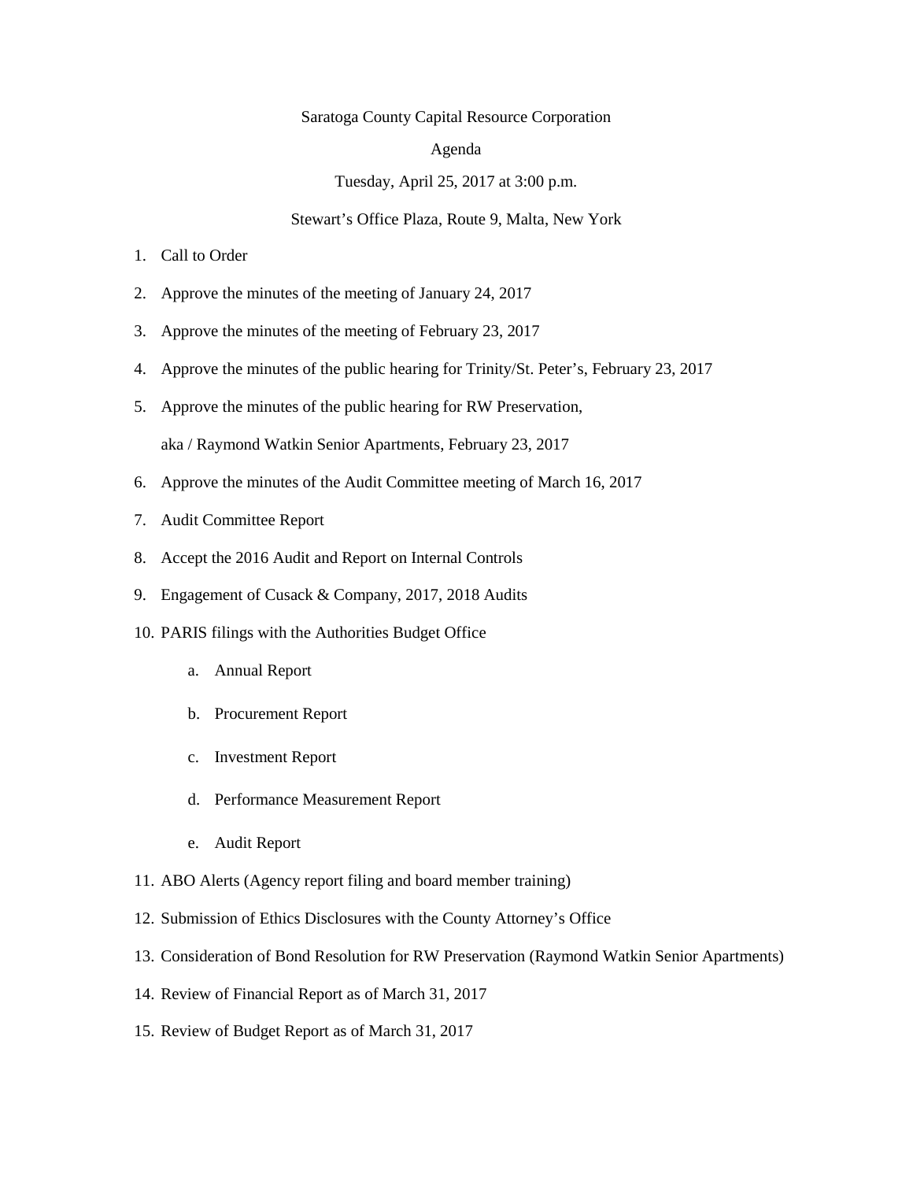Saratoga County Capital Resource Corporation

Agenda

Tuesday, April 25, 2017 at 3:00 p.m.

Stewart's Office Plaza, Route 9, Malta, New York

1. Call to Order
2. Approve the minutes of the meeting of January 24, 2017
3. Approve the minutes of the meeting of February 23, 2017
4. Approve the minutes of the public hearing for Trinity/St. Peter's, February 23, 2017
5. Approve the minutes of the public hearing for RW Preservation,

   aka / Raymond Watkin Senior Apartments, February 23, 2017
6. Approve the minutes of the Audit Committee meeting of March 16, 2017
7. Audit Committee Report
8. Accept the 2016 Audit and Report on Internal Controls
9. Engagement of Cusack & Company, 2017, 2018 Audits
10. PARIS filings with the Authorities Budget Office
    a. Annual Report
    b. Procurement Report
    c. Investment Report
    d. Performance Measurement Report
    e. Audit Report
11. ABO Alerts (Agency report filing and board member training)
12. Submission of Ethics Disclosures with the County Attorney's Office
13. Consideration of Bond Resolution for RW Preservation (Raymond Watkin Senior Apartments)
14. Review of Financial Report as of March 31, 2017
15. Review of Budget Report as of March 31, 2017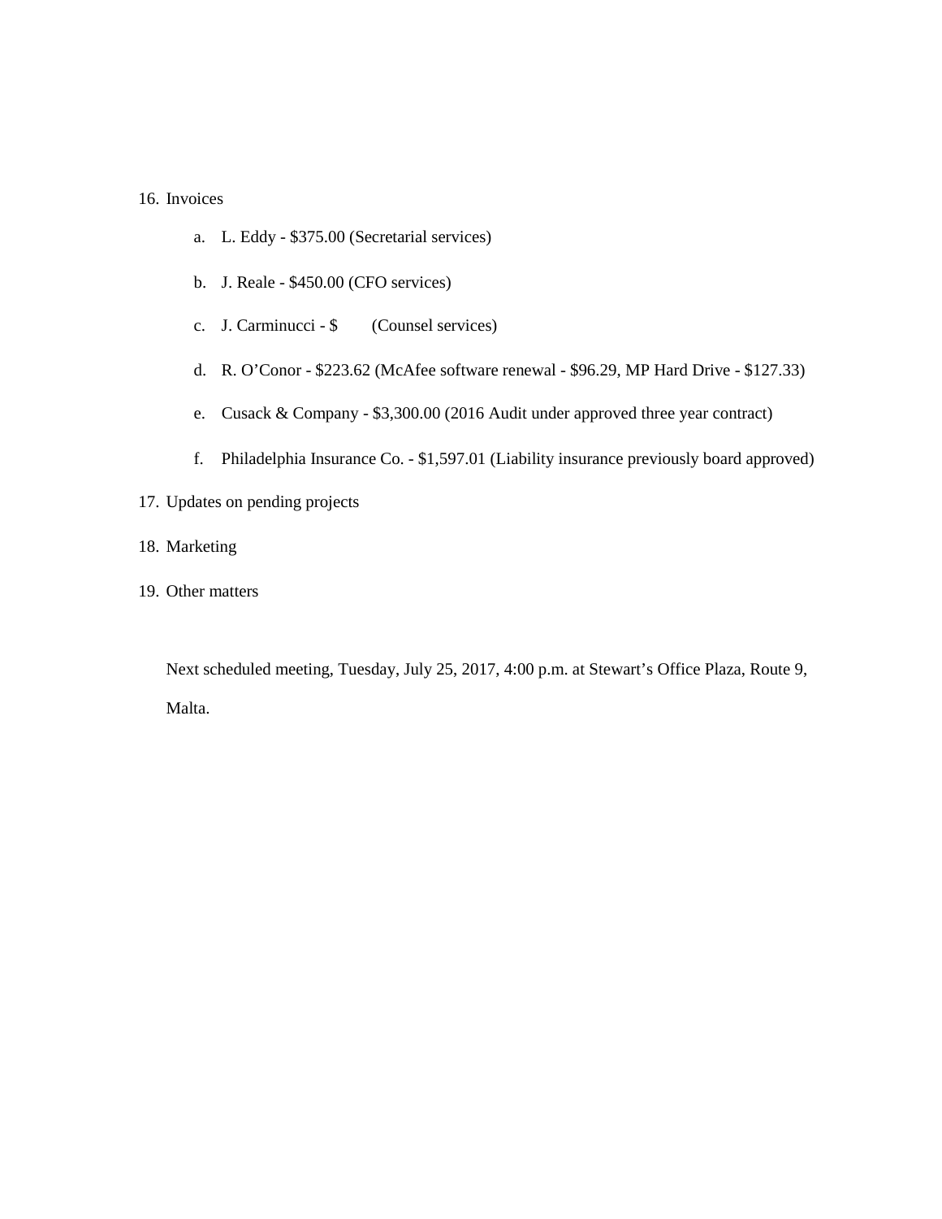16. Invoices
    a. L. Eddy - $375.00 (Secretarial services)
    b. J. Reale - $450.00 (CFO services)
    c. J. Carminucci - $        (Counsel services)
    d. R. O'Conor - $223.62 (McAfee software renewal - $96.29, MP Hard Drive - $127.33)
    e. Cusack & Company - $3,300.00 (2016 Audit under approved three year contract)
    f. Philadelphia Insurance Co. - $1,597.01 (Liability insurance previously board approved)
17. Updates on pending projects
18. Marketing
19. Other matters

Next scheduled meeting, Tuesday, July 25, 2017, 4:00 p.m. at Stewart's Office Plaza, Route 9, Malta.